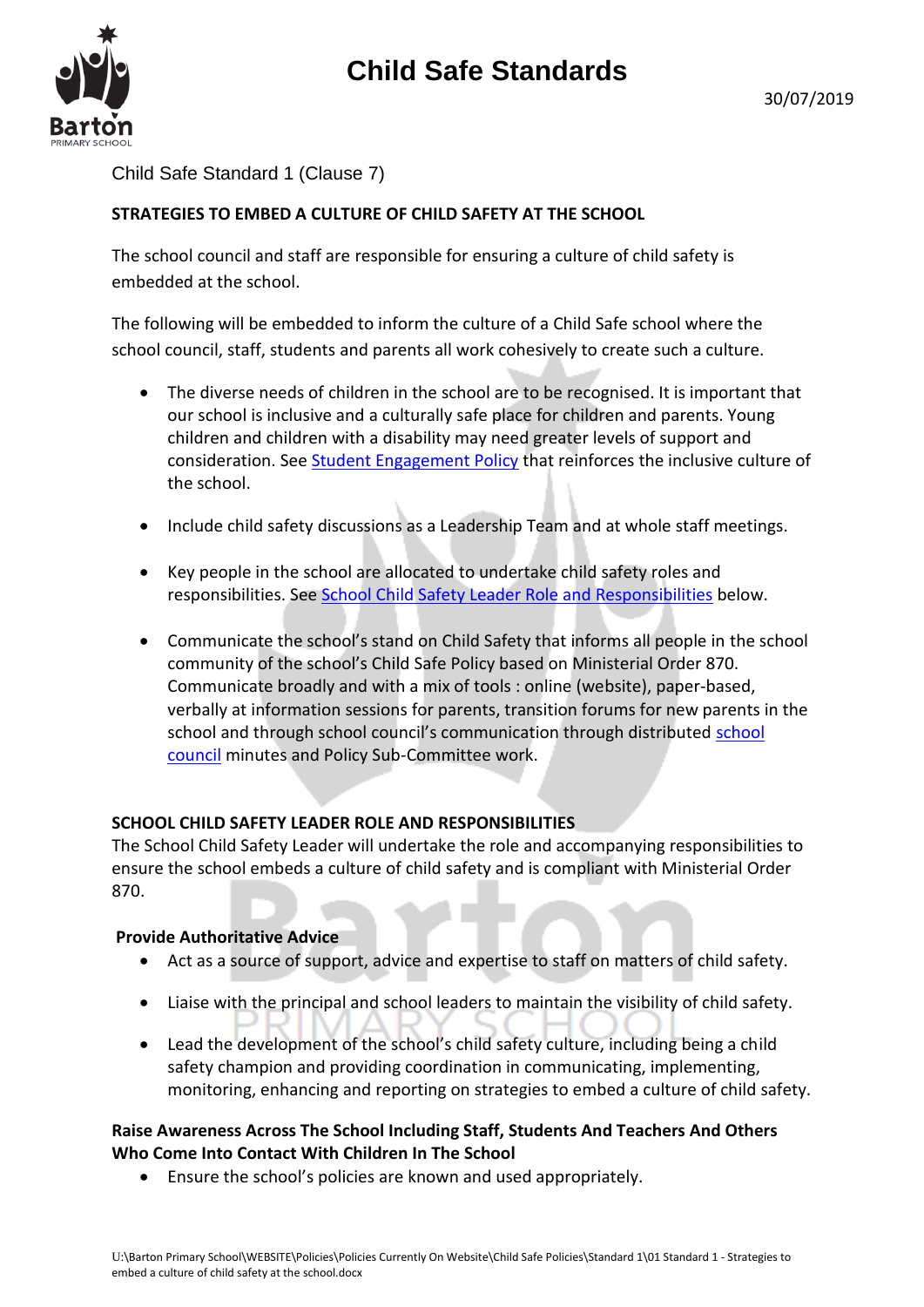# Child Safe Standards

30/07/2019

Child Safe Standard 1 (Clause 7)

## STRATEGIES TO EMBED A CULTURE OF CHILD SAFETY AT THE SCHOOL

The school council and staff are responsible for ensuring a culture of child safety is embedded at the school.

The following will be embedded to inform the culture of a Child Safe school where the school council, staff, students and parents all work cohesively to create such a culture.

- The diverse needs of children in the school are to be recognised. It is important that our school is inclusive and a culturally safe place for children and parents. Young children and children with a disability may need greater levels of support and consideration. See Student Engagement Policy that reinforces the inclusive culture of the school.
- Include child safety discussions as a Leadership Team and at whole staff meetings.
- Key people in the school are allocated to undertake child safety roles and responsibilities. See School Child Safety Leader Role and Responsibilities below.
- Communicate the school's stand on Child Safety that informs all people in the school community of the school's Child Safe Policy based on Ministerial Order 870. Communicate broadly and with a mix of tools : online (website), paper-based, verbally at information sessions for parents, transition forums for new parents in the school and through school council's communication through distributed school council minutes and Policy Sub-Committee work.

## SCHOOL CHILD SAFETY LEADER ROLE AND RESPONSIBILITIES

The School Child Safety Leader will undertake the role and accompanying responsibilities to ensure the school embeds a culture of child safety and is compliant with Ministerial Order 870.

### Provide Authoritative Advice

- Act as a source of support, advice and expertise to staff on matters of child safety.
- Liaise with the principal and school leaders to maintain the visibility of child safety.
- Lead the development of the school's child safety culture, including being a child safety champion and providing coordination in communicating, implementing, monitoring, enhancing and reporting on strategies to embed a culture of child safety.

### Raise Awareness Across The School Including Staff, Students And Teachers And Others Who Come Into Contact With Children In The School

- Ensure the school's policies are known and used appropriately.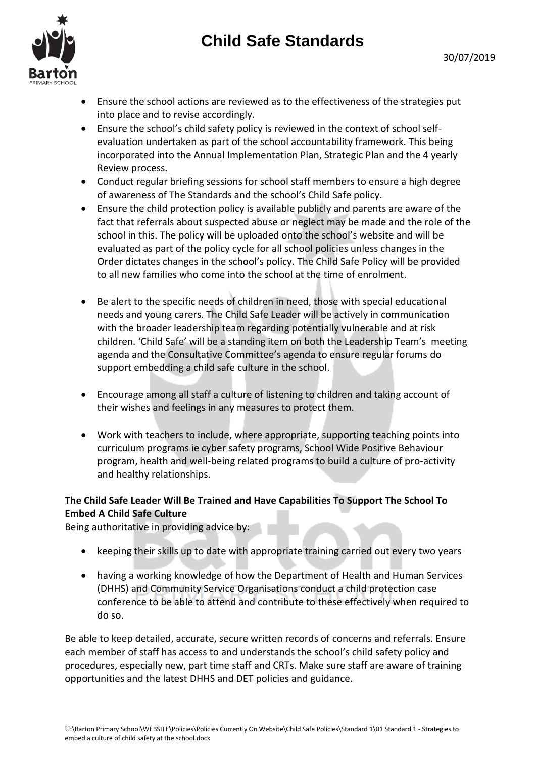- Ensure the school actions are reviewed as to the effectiveness of the strategies put into place and to revise accordingly.
- Ensure the school's child safety policy is reviewed in the context of school self-evaluation undertaken as part of the school accountability framework. This being incorporated into the Annual Implementation Plan, Strategic Plan and the 4 yearly Review process.
- Conduct regular briefing sessions for school staff members to ensure a high degree of awareness of The Standards and the school's Child Safe policy.
- Ensure the child protection policy is available publicly and parents are aware of the fact that referrals about suspected abuse or neglect may be made and the role of the school in this. The policy will be uploaded onto the school's website and will be evaluated as part of the policy cycle for all school policies unless changes in the Order dictates changes in the school's policy. The Child Safe Policy will be provided to all new families who come into the school at the time of enrolment.
- Be alert to the specific needs of children in need, those with special educational needs and young carers. The Child Safe Leader will be actively in communication with the broader leadership team regarding potentially vulnerable and at risk children. 'Child Safe' will be a standing item on both the Leadership Team's meeting agenda and the Consultative Committee's agenda to ensure regular forums do support embedding a child safe culture in the school.
- Encourage among all staff a culture of listening to children and taking account of their wishes and feelings in any measures to protect them.
- Work with teachers to include, where appropriate, supporting teaching points into curriculum programs ie cyber safety programs, School Wide Positive Behaviour program, health and well-being related programs to build a culture of pro-activity and healthy relationships.

**The Child Safe Leader Will Be Trained and Have Capabilities To Support The School To Embed A Child Safe Culture**

Being authoritative in providing advice by:

- keeping their skills up to date with appropriate training carried out every two years
- having a working knowledge of how the Department of Health and Human Services (DHHS) and Community Service Organisations conduct a child protection case conference to be able to attend and contribute to these effectively when required to do so.

Be able to keep detailed, accurate, secure written records of concerns and referrals. Ensure each member of staff has access to and understands the school's child safety policy and procedures, especially new, part time staff and CRTs. Make sure staff are aware of training opportunities and the latest DHHS and DET policies and guidance.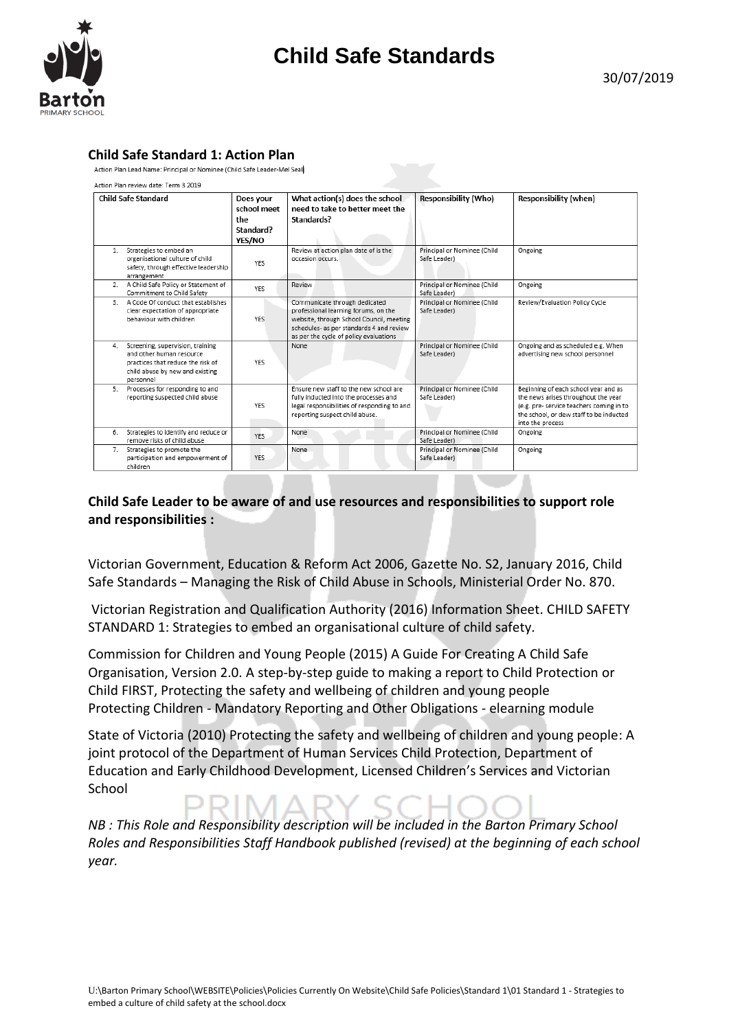# Child Safe Standards

30/07/2019

### Child Safe Standard 1: Action Plan

Action Plan Lead Name: Principal or Nominee (Child Safe Leader-Mel Seal)

Action Plan review date: Term 3 2019

| Child Safe Standard | Does your school meet the Standard? YES/NO | What action(s) does the school need to take to better meet the Standards? | Responsibility (Who) | Responsibility (when) |
|---|---|---|---|---|
| 1. Strategies to embed an organisational culture of child safety, through effective leadership arrangement | YES | Review at action plan date of is the occasion occurs. | Principal or Nominee (Child Safe Leader) | Ongoing |
| 2. A Child Safe Policy or Statement of Commitment to Child Safety | YES | Review | Principal or Nominee (Child Safe Leader) | Ongoing |
| 3. A Code Of conduct that establishes clear expectation of appropriate behaviour with children | YES | Communicate through dedicated professional learning forums, on the website, through School Council, meeting schedules- as per standards 4 and review as per the cycle of policy evaluations | Principal or Nominee (Child Safe Leader) | Review/Evaluation Policy Cycle |
| 4. Screening, supervision, training and other human resource practices that reduce the risk of child abuse by new and existing personnel | YES | None | Principal or Nominee (Child Safe Leader) | Ongoing and as scheduled e.g. When advertising new school personnel |
| 5. Processes for responding to and reporting suspected child abuse | YES | Ensure new staff to the new school are fully inducted into the processes and legal responsibilities of responding to and reporting suspect child abuse. | Principal or Nominee (Child Safe Leader) | Beginning of each school year and as the news arises throughout the year (e.g. pre- service teachers coming in to the school, or dew staff to be inducted into the process |
| 6. Strategies to identify and reduce or remove risks of child abuse | YES | None | Principal or Nominee (Child Safe Leader) | Ongoing |
| 7. Strategies to promote the participation and empowerment of children | YES | None | Principal or Nominee (Child Safe Leader) | Ongoing |

**Child Safe Leader to be aware of and use resources and responsibilities to support role and responsibilities :**

Victorian Government, Education & Reform Act 2006, Gazette No. S2, January 2016, Child Safe Standards – Managing the Risk of Child Abuse in Schools, Ministerial Order No. 870.

Victorian Registration and Qualification Authority (2016) Information Sheet. CHILD SAFETY STANDARD 1: Strategies to embed an organisational culture of child safety.

Commission for Children and Young People (2015) A Guide For Creating A Child Safe Organisation, Version 2.0. A step-by-step guide to making a report to Child Protection or Child FIRST, Protecting the safety and wellbeing of children and young people
Protecting Children - Mandatory Reporting and Other Obligations - elearning module

State of Victoria (2010) Protecting the safety and wellbeing of children and young people: A joint protocol of the Department of Human Services Child Protection, Department of Education and Early Childhood Development, Licensed Children's Services and Victorian School

*NB : This Role and Responsibility description will be included in the Barton Primary School Roles and Responsibilities Staff Handbook published (revised) at the beginning of each school year.*

U:\Barton Primary School\WEBSITE\Policies\Policies Currently On Website\Child Safe Policies\Standard 1\01 Standard 1 - Strategies to embed a culture of child safety at the school.docx